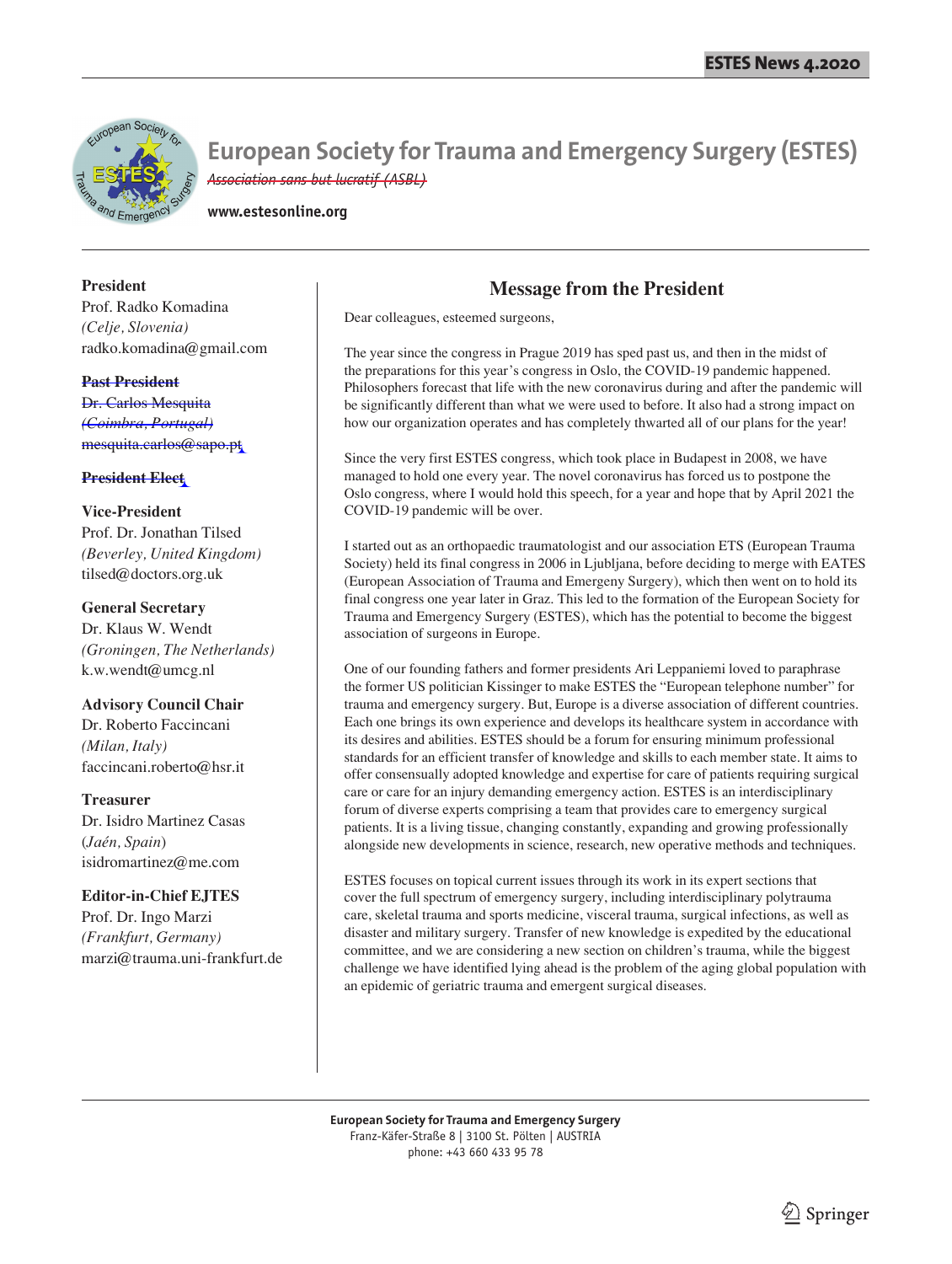# European Society for Trauma and Emergency Surgery (ESTES)

~~*Association sans but lucratif (ASBL)*~~

**www.estesonline.org**

**President**
Prof. Radko Komadina
*(Celje, Slovenia)*
radko.komadina@gmail.com

~~**Past President**~~
~~Dr. Carlos Mesquita~~
~~*(Coimbra, Portugal)*~~
~~mesquita.carlos@sapo.pt~~

~~**President Elect**~~

**Vice-President**
Prof. Dr. Jonathan Tilsed
*(Beverley, United Kingdom)*
tilsed@doctors.org.uk

**General Secretary**
Dr. Klaus W. Wendt
*(Groningen, The Netherlands)*
k.w.wendt@umcg.nl

**Advisory Council Chair**
Dr. Roberto Faccincani
*(Milan, Italy)*
faccincani.roberto@hsr.it

**Treasurer**
Dr. Isidro Martinez Casas
(*Jaén, Spain*)
isidromartinez@me.com

**Editor-in-Chief EJTES**
Prof. Dr. Ingo Marzi
*(Frankfurt, Germany)*
marzi@trauma.uni-frankfurt.de

## Message from the President

Dear colleagues, esteemed surgeons,

The year since the congress in Prague 2019 has sped past us, and then in the midst of the preparations for this year's congress in Oslo, the COVID-19 pandemic happened. Philosophers forecast that life with the new coronavirus during and after the pandemic will be significantly different than what we were used to before. It also had a strong impact on how our organization operates and has completely thwarted all of our plans for the year!

Since the very first ESTES congress, which took place in Budapest in 2008, we have managed to hold one every year. The novel coronavirus has forced us to postpone the Oslo congress, where I would hold this speech, for a year and hope that by April 2021 the COVID-19 pandemic will be over.

I started out as an orthopaedic traumatologist and our association ETS (European Trauma Society) held its final congress in 2006 in Ljubljana, before deciding to merge with EATES (European Association of Trauma and Emergeny Surgery), which then went on to hold its final congress one year later in Graz. This led to the formation of the European Society for Trauma and Emergency Surgery (ESTES), which has the potential to become the biggest association of surgeons in Europe.

One of our founding fathers and former presidents Ari Leppaniemi loved to paraphrase the former US politician Kissinger to make ESTES the "European telephone number" for trauma and emergency surgery. But, Europe is a diverse association of different countries. Each one brings its own experience and develops its healthcare system in accordance with its desires and abilities. ESTES should be a forum for ensuring minimum professional standards for an efficient transfer of knowledge and skills to each member state. It aims to offer consensually adopted knowledge and expertise for care of patients requiring surgical care or care for an injury demanding emergency action. ESTES is an interdisciplinary forum of diverse experts comprising a team that provides care to emergency surgical patients. It is a living tissue, changing constantly, expanding and growing professionally alongside new developments in science, research, new operative methods and techniques.

ESTES focuses on topical current issues through its work in its expert sections that cover the full spectrum of emergency surgery, including interdisciplinary polytrauma care, skeletal trauma and sports medicine, visceral trauma, surgical infections, as well as disaster and military surgery. Transfer of new knowledge is expedited by the educational committee, and we are considering a new section on children's trauma, while the biggest challenge we have identified lying ahead is the problem of the aging global population with an epidemic of geriatric trauma and emergent surgical diseases.

**European Society for Trauma and Emergency Surgery**
Franz-Käfer-Straße 8 | 3100 St. Pölten | AUSTRIA
phone: +43 660 433 95 78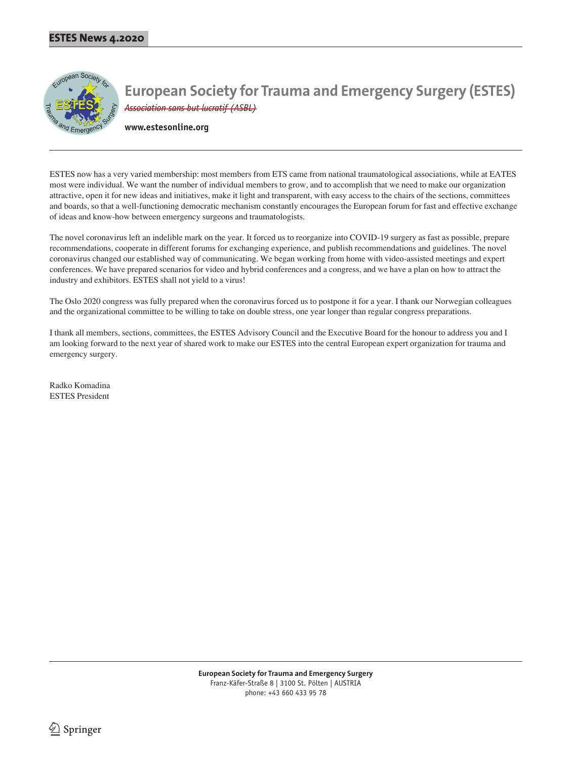# European Society for Trauma and Emergency Surgery (ESTES)

*~~Association sans but lucratif (ASBL)~~*

**www.estesonline.org**

ESTES now has a very varied membership: most members from ETS came from national traumatological associations, while at EATES most were individual. We want the number of individual members to grow, and to accomplish that we need to make our organization attractive, open it for new ideas and initiatives, make it light and transparent, with easy access to the chairs of the sections, committees and boards, so that a well-functioning democratic mechanism constantly encourages the European forum for fast and effective exchange of ideas and know-how between emergency surgeons and traumatologists.

The novel coronavirus left an indelible mark on the year. It forced us to reorganize into COVID-19 surgery as fast as possible, prepare recommendations, cooperate in different forums for exchanging experience, and publish recommendations and guidelines. The novel coronavirus changed our established way of communicating. We began working from home with video-assisted meetings and expert conferences. We have prepared scenarios for video and hybrid conferences and a congress, and we have a plan on how to attract the industry and exhibitors. ESTES shall not yield to a virus!

The Oslo 2020 congress was fully prepared when the coronavirus forced us to postpone it for a year. I thank our Norwegian colleagues and the organizational committee to be willing to take on double stress, one year longer than regular congress preparations.

I thank all members, sections, committees, the ESTES Advisory Council and the Executive Board for the honour to address you and I am looking forward to the next year of shared work to make our ESTES into the central European expert organization for trauma and emergency surgery.

Radko Komadina
ESTES President

**European Society for Trauma and Emergency Surgery**
Franz-Käfer-Straße 8 | 3100 St. Pölten | AUSTRIA
phone: +43 660 433 95 78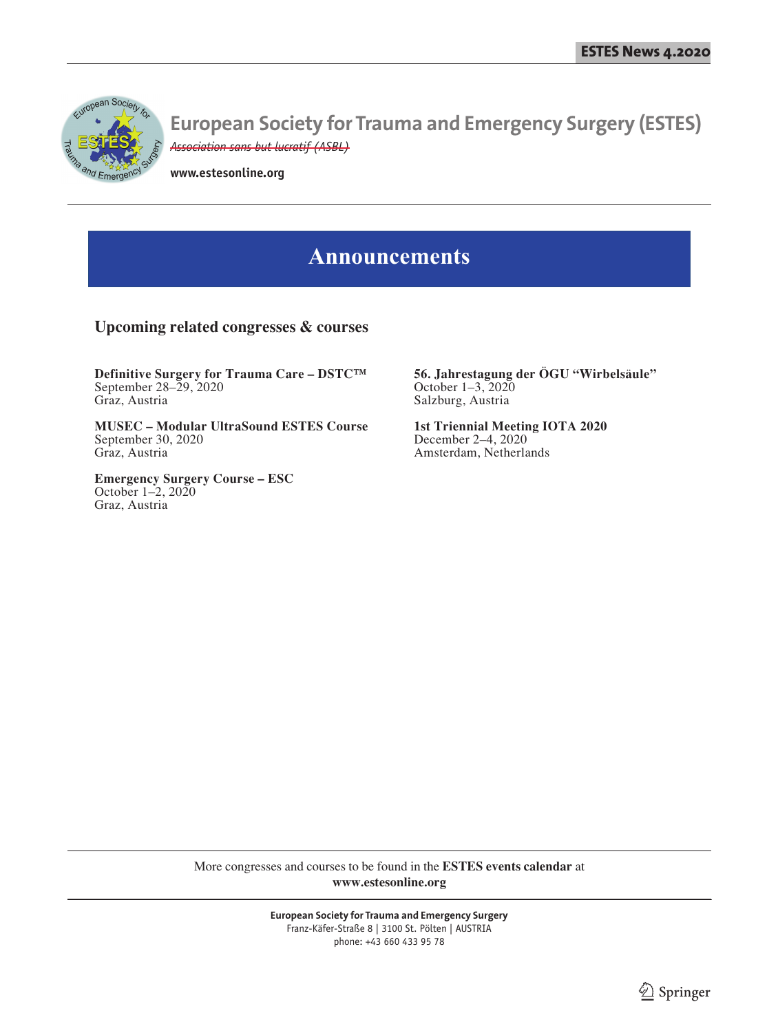# European Society for Trauma and Emergency Surgery (ESTES)

~~*Association sans but lucratif (ASBL)*~~

**www.estesonline.org**

## Announcements

### Upcoming related congresses & courses

**Definitive Surgery for Trauma Care – DSTC™**
September 28–29, 2020
Graz, Austria

**MUSEC – Modular UltraSound ESTES Course**
September 30, 2020
Graz, Austria

**Emergency Surgery Course – ESC**
October 1–2, 2020
Graz, Austria

**56. Jahrestagung der ÖGU "Wirbelsäule"**
October 1–3, 2020
Salzburg, Austria

**1st Triennial Meeting IOTA 2020**
December 2–4, 2020
Amsterdam, Netherlands

More congresses and courses to be found in the **ESTES events calendar** at
**www.estesonline.org**

**European Society for Trauma and Emergency Surgery**
Franz-Käfer-Straße 8 | 3100 St. Pölten | AUSTRIA
phone: +43 660 433 95 78